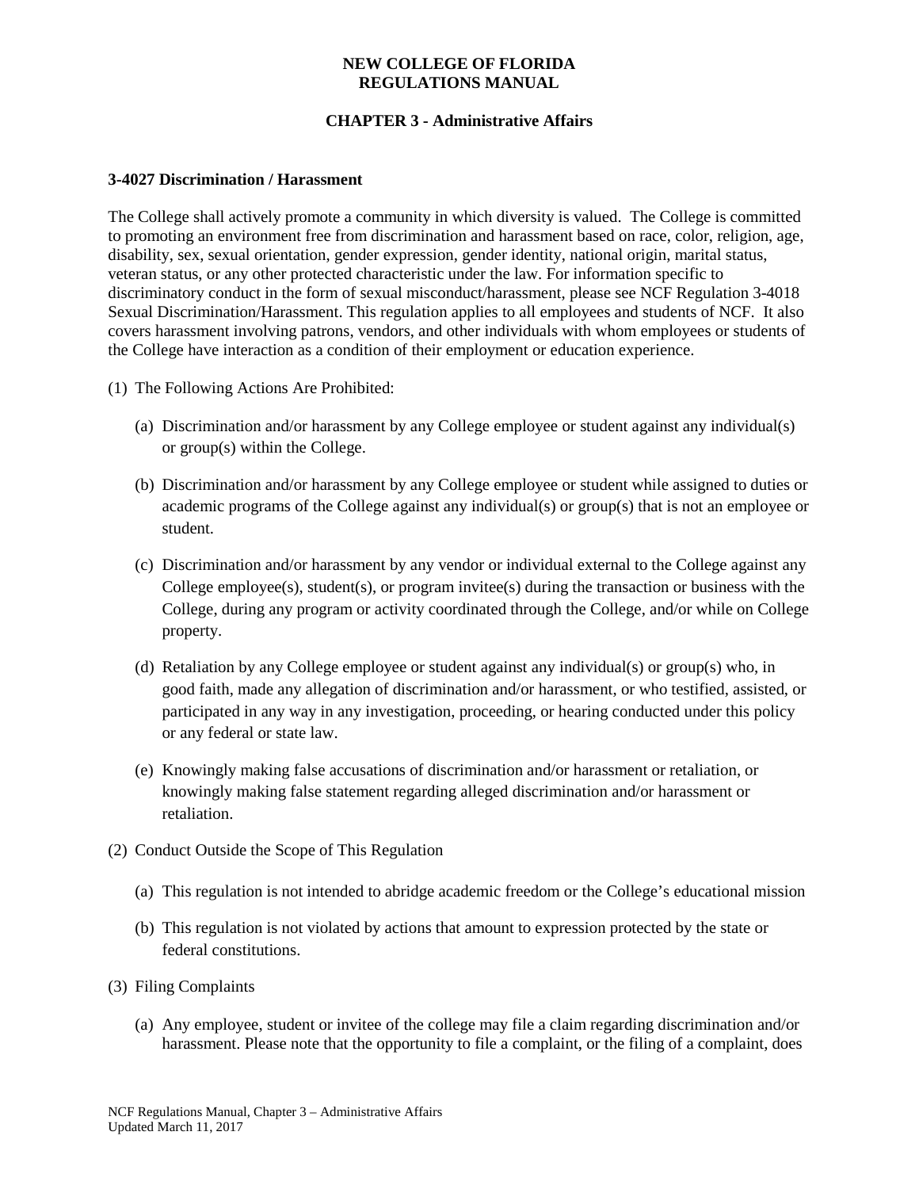**NEW COLLEGE OF FLORIDA**
**REGULATIONS MANUAL**

**CHAPTER 3 - Administrative Affairs**

### 3-4027 Discrimination / Harassment

The College shall actively promote a community in which diversity is valued. The College is committed to promoting an environment free from discrimination and harassment based on race, color, religion, age, disability, sex, sexual orientation, gender expression, gender identity, national origin, marital status, veteran status, or any other protected characteristic under the law. For information specific to discriminatory conduct in the form of sexual misconduct/harassment, please see NCF Regulation 3-4018 Sexual Discrimination/Harassment. This regulation applies to all employees and students of NCF. It also covers harassment involving patrons, vendors, and other individuals with whom employees or students of the College have interaction as a condition of their employment or education experience.

(1) The Following Actions Are Prohibited:

(a) Discrimination and/or harassment by any College employee or student against any individual(s) or group(s) within the College.

(b) Discrimination and/or harassment by any College employee or student while assigned to duties or academic programs of the College against any individual(s) or group(s) that is not an employee or student.

(c) Discrimination and/or harassment by any vendor or individual external to the College against any College employee(s), student(s), or program invitee(s) during the transaction or business with the College, during any program or activity coordinated through the College, and/or while on College property.

(d) Retaliation by any College employee or student against any individual(s) or group(s) who, in good faith, made any allegation of discrimination and/or harassment, or who testified, assisted, or participated in any way in any investigation, proceeding, or hearing conducted under this policy or any federal or state law.

(e) Knowingly making false accusations of discrimination and/or harassment or retaliation, or knowingly making false statement regarding alleged discrimination and/or harassment or retaliation.

(2) Conduct Outside the Scope of This Regulation

(a) This regulation is not intended to abridge academic freedom or the College's educational mission

(b) This regulation is not violated by actions that amount to expression protected by the state or federal constitutions.

(3) Filing Complaints

(a) Any employee, student or invitee of the college may file a claim regarding discrimination and/or harassment. Please note that the opportunity to file a complaint, or the filing of a complaint, does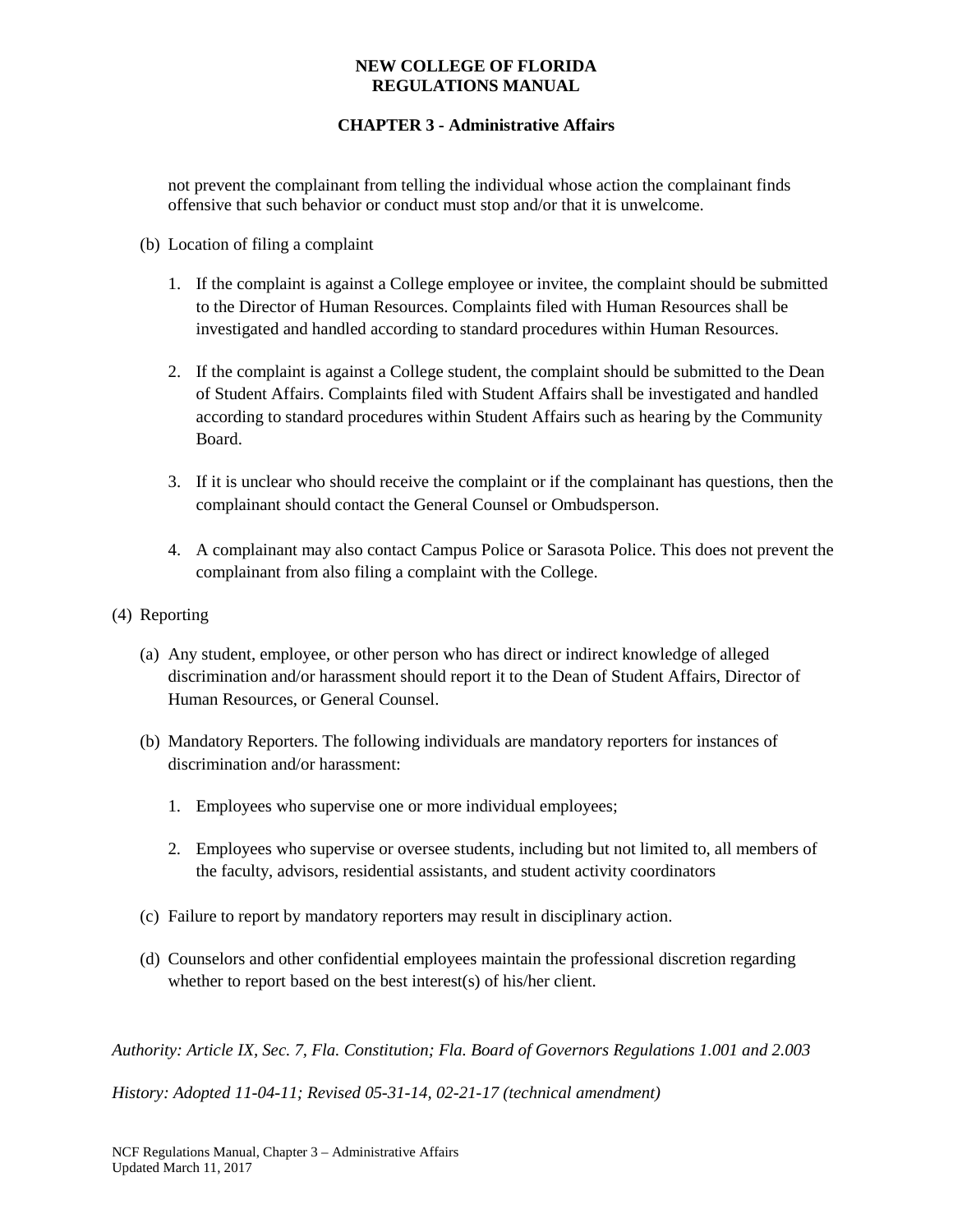not prevent the complainant from telling the individual whose action the complainant finds offensive that such behavior or conduct must stop and/or that it is unwelcome.

(b) Location of filing a complaint

1. If the complaint is against a College employee or invitee, the complaint should be submitted to the Director of Human Resources. Complaints filed with Human Resources shall be investigated and handled according to standard procedures within Human Resources.

2. If the complaint is against a College student, the complaint should be submitted to the Dean of Student Affairs. Complaints filed with Student Affairs shall be investigated and handled according to standard procedures within Student Affairs such as hearing by the Community Board.

3. If it is unclear who should receive the complaint or if the complainant has questions, then the complainant should contact the General Counsel or Ombudsperson.

4. A complainant may also contact Campus Police or Sarasota Police. This does not prevent the complainant from also filing a complaint with the College.

(4) Reporting

(a) Any student, employee, or other person who has direct or indirect knowledge of alleged discrimination and/or harassment should report it to the Dean of Student Affairs, Director of Human Resources, or General Counsel.

(b) Mandatory Reporters. The following individuals are mandatory reporters for instances of discrimination and/or harassment:

1. Employees who supervise one or more individual employees;

2. Employees who supervise or oversee students, including but not limited to, all members of the faculty, advisors, residential assistants, and student activity coordinators

(c) Failure to report by mandatory reporters may result in disciplinary action.

(d) Counselors and other confidential employees maintain the professional discretion regarding whether to report based on the best interest(s) of his/her client.

*Authority: Article IX, Sec. 7, Fla. Constitution; Fla. Board of Governors Regulations 1.001 and 2.003*

*History: Adopted 11-04-11; Revised 05-31-14, 02-21-17 (technical amendment)*